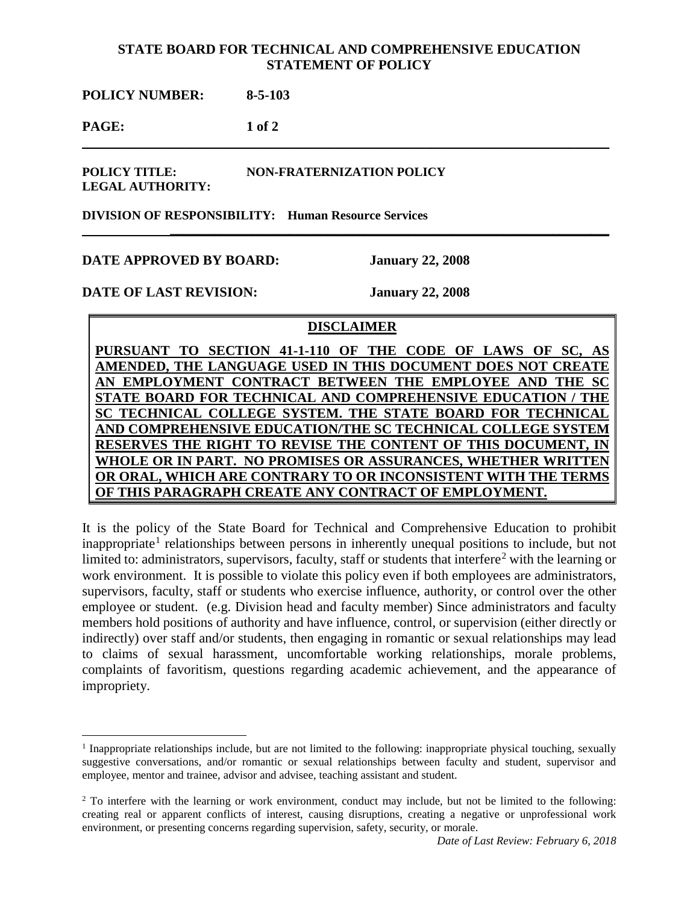**STATE BOARD FOR TECHNICAL AND COMPREHENSIVE EDUCATION**
**STATEMENT OF POLICY**

**POLICY NUMBER:** **8-5-103**

**PAGE:** **1 of 2**

---

**POLICY TITLE:** **NON-FRATERNIZATION POLICY**
**LEGAL AUTHORITY:**

**DIVISION OF RESPONSIBILITY:** **Human Resource Services**

---

**DATE APPROVED BY BOARD:** **January 22, 2008**

**DATE OF LAST REVISION:** **January 22, 2008**

**DISCLAIMER**

**PURSUANT TO SECTION 41-1-110 OF THE CODE OF LAWS OF SC, AS AMENDED, THE LANGUAGE USED IN THIS DOCUMENT DOES NOT CREATE AN EMPLOYMENT CONTRACT BETWEEN THE EMPLOYEE AND THE SC STATE BOARD FOR TECHNICAL AND COMPREHENSIVE EDUCATION / THE SC TECHNICAL COLLEGE SYSTEM. THE STATE BOARD FOR TECHNICAL AND COMPREHENSIVE EDUCATION/THE SC TECHNICAL COLLEGE SYSTEM RESERVES THE RIGHT TO REVISE THE CONTENT OF THIS DOCUMENT, IN WHOLE OR IN PART. NO PROMISES OR ASSURANCES, WHETHER WRITTEN OR ORAL, WHICH ARE CONTRARY TO OR INCONSISTENT WITH THE TERMS OF THIS PARAGRAPH CREATE ANY CONTRACT OF EMPLOYMENT.**

It is the policy of the State Board for Technical and Comprehensive Education to prohibit inappropriate[1] relationships between persons in inherently unequal positions to include, but not limited to: administrators, supervisors, faculty, staff or students that interfere[2] with the learning or work environment. It is possible to violate this policy even if both employees are administrators, supervisors, faculty, staff or students who exercise influence, authority, or control over the other employee or student. (e.g. Division head and faculty member) Since administrators and faculty members hold positions of authority and have influence, control, or supervision (either directly or indirectly) over staff and/or students, then engaging in romantic or sexual relationships may lead to claims of sexual harassment, uncomfortable working relationships, morale problems, complaints of favoritism, questions regarding academic achievement, and the appearance of impropriety.

---

[1] Inappropriate relationships include, but are not limited to the following: inappropriate physical touching, sexually suggestive conversations, and/or romantic or sexual relationships between faculty and student, supervisor and employee, mentor and trainee, advisor and advisee, teaching assistant and student.

[2] To interfere with the learning or work environment, conduct may include, but not be limited to the following: creating real or apparent conflicts of interest, causing disruptions, creating a negative or unprofessional work environment, or presenting concerns regarding supervision, safety, security, or morale.

*Date of Last Review: February 6, 2018*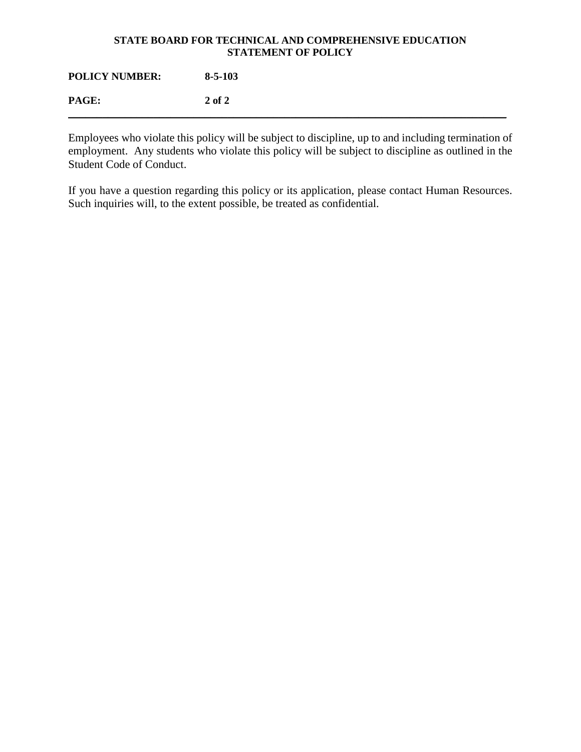Employees who violate this policy will be subject to discipline, up to and including termination of employment. Any students who violate this policy will be subject to discipline as outlined in the Student Code of Conduct.

If you have a question regarding this policy or its application, please contact Human Resources. Such inquiries will, to the extent possible, be treated as confidential.